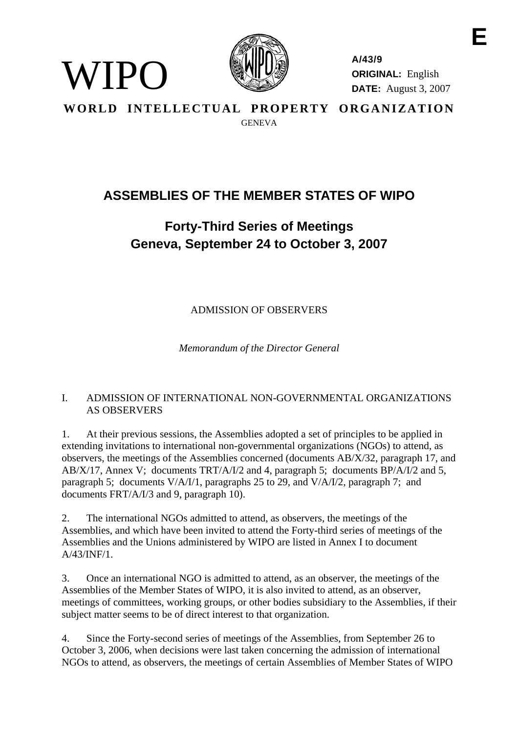E

WIPO

**A/43/9**
**ORIGINAL:** English
**DATE:** August 3, 2007

**WORLD INTELLECTUAL PROPERTY ORGANIZATION**
GENEVA

# ASSEMBLIES OF THE MEMBER STATES OF WIPO

## Forty-Third Series of Meetings
## Geneva, September 24 to October 3, 2007

ADMISSION OF OBSERVERS

*Memorandum of the Director General*

I. ADMISSION OF INTERNATIONAL NON-GOVERNMENTAL ORGANIZATIONS AS OBSERVERS

1. At their previous sessions, the Assemblies adopted a set of principles to be applied in extending invitations to international non-governmental organizations (NGOs) to attend, as observers, the meetings of the Assemblies concerned (documents AB/X/32, paragraph 17, and AB/X/17, Annex V; documents TRT/A/I/2 and 4, paragraph 5; documents BP/A/I/2 and 5, paragraph 5; documents V/A/I/1, paragraphs 25 to 29, and V/A/I/2, paragraph 7; and documents FRT/A/I/3 and 9, paragraph 10).

2. The international NGOs admitted to attend, as observers, the meetings of the Assemblies, and which have been invited to attend the Forty-third series of meetings of the Assemblies and the Unions administered by WIPO are listed in Annex I to document A/43/INF/1.

3. Once an international NGO is admitted to attend, as an observer, the meetings of the Assemblies of the Member States of WIPO, it is also invited to attend, as an observer, meetings of committees, working groups, or other bodies subsidiary to the Assemblies, if their subject matter seems to be of direct interest to that organization.

4. Since the Forty-second series of meetings of the Assemblies, from September 26 to October 3, 2006, when decisions were last taken concerning the admission of international NGOs to attend, as observers, the meetings of certain Assemblies of Member States of WIPO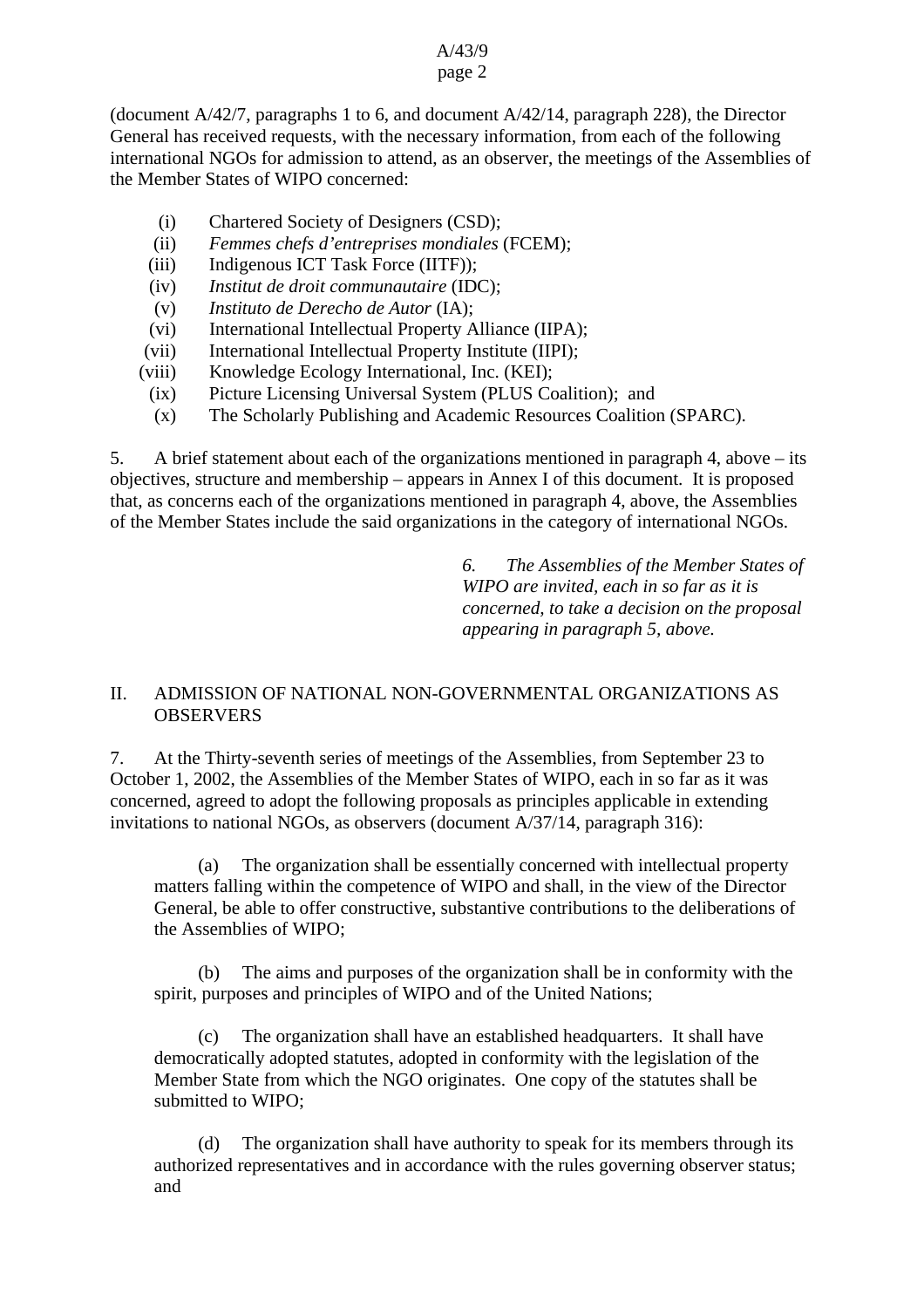(document A/42/7, paragraphs 1 to 6, and document A/42/14, paragraph 228), the Director General has received requests, with the necessary information, from each of the following international NGOs for admission to attend, as an observer, the meetings of the Assemblies of the Member States of WIPO concerned:

(i) Chartered Society of Designers (CSD);
(ii) *Femmes chefs d'entreprises mondiales* (FCEM);
(iii) Indigenous ICT Task Force (IITF));
(iv) *Institut de droit communautaire* (IDC);
(v) *Instituto de Derecho de Autor* (IA);
(vi) International Intellectual Property Alliance (IIPA);
(vii) International Intellectual Property Institute (IIPI);
(viii) Knowledge Ecology International, Inc. (KEI);
(ix) Picture Licensing Universal System (PLUS Coalition); and
(x) The Scholarly Publishing and Academic Resources Coalition (SPARC).

5. A brief statement about each of the organizations mentioned in paragraph 4, above – its objectives, structure and membership – appears in Annex I of this document. It is proposed that, as concerns each of the organizations mentioned in paragraph 4, above, the Assemblies of the Member States include the said organizations in the category of international NGOs.

*6. The Assemblies of the Member States of WIPO are invited, each in so far as it is concerned, to take a decision on the proposal appearing in paragraph 5, above.*

## II. ADMISSION OF NATIONAL NON-GOVERNMENTAL ORGANIZATIONS AS OBSERVERS

7. At the Thirty-seventh series of meetings of the Assemblies, from September 23 to October 1, 2002, the Assemblies of the Member States of WIPO, each in so far as it was concerned, agreed to adopt the following proposals as principles applicable in extending invitations to national NGOs, as observers (document A/37/14, paragraph 316):

(a) The organization shall be essentially concerned with intellectual property matters falling within the competence of WIPO and shall, in the view of the Director General, be able to offer constructive, substantive contributions to the deliberations of the Assemblies of WIPO;

(b) The aims and purposes of the organization shall be in conformity with the spirit, purposes and principles of WIPO and of the United Nations;

(c) The organization shall have an established headquarters. It shall have democratically adopted statutes, adopted in conformity with the legislation of the Member State from which the NGO originates. One copy of the statutes shall be submitted to WIPO;

(d) The organization shall have authority to speak for its members through its authorized representatives and in accordance with the rules governing observer status; and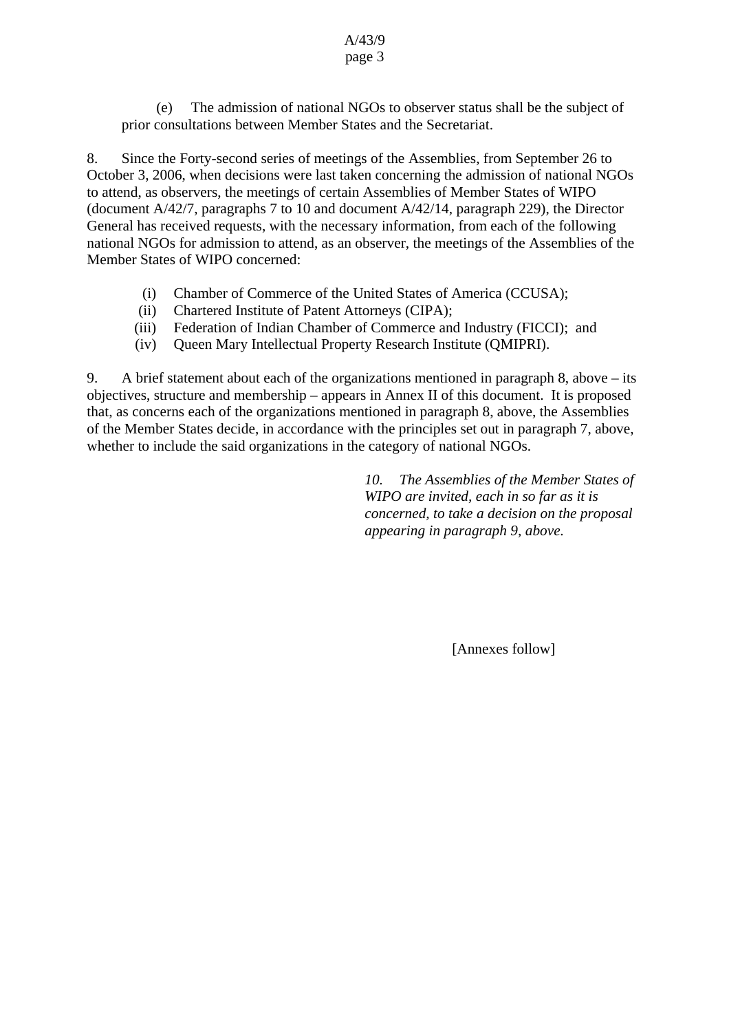(e) The admission of national NGOs to observer status shall be the subject of prior consultations between Member States and the Secretariat.

8. Since the Forty-second series of meetings of the Assemblies, from September 26 to October 3, 2006, when decisions were last taken concerning the admission of national NGOs to attend, as observers, the meetings of certain Assemblies of Member States of WIPO (document A/42/7, paragraphs 7 to 10 and document A/42/14, paragraph 229), the Director General has received requests, with the necessary information, from each of the following national NGOs for admission to attend, as an observer, the meetings of the Assemblies of the Member States of WIPO concerned:

(i) Chamber of Commerce of the United States of America (CCUSA);
(ii) Chartered Institute of Patent Attorneys (CIPA);
(iii) Federation of Indian Chamber of Commerce and Industry (FICCI); and
(iv) Queen Mary Intellectual Property Research Institute (QMIPRI).

9. A brief statement about each of the organizations mentioned in paragraph 8, above – its objectives, structure and membership – appears in Annex II of this document. It is proposed that, as concerns each of the organizations mentioned in paragraph 8, above, the Assemblies of the Member States decide, in accordance with the principles set out in paragraph 7, above, whether to include the said organizations in the category of national NGOs.

*10. The Assemblies of the Member States of WIPO are invited, each in so far as it is concerned, to take a decision on the proposal appearing in paragraph 9, above.*

[Annexes follow]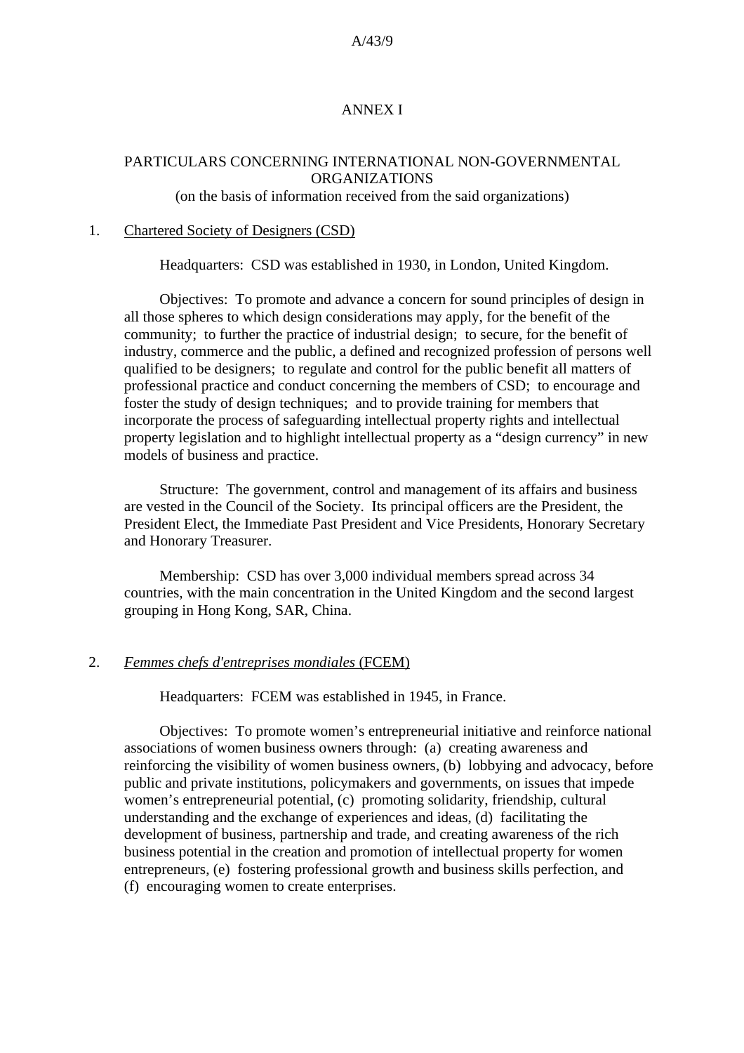# ANNEX I

## PARTICULARS CONCERNING INTERNATIONAL NON-GOVERNMENTAL ORGANIZATIONS
(on the basis of information received from the said organizations)

1. Chartered Society of Designers (CSD)

Headquarters: CSD was established in 1930, in London, United Kingdom.

Objectives: To promote and advance a concern for sound principles of design in all those spheres to which design considerations may apply, for the benefit of the community; to further the practice of industrial design; to secure, for the benefit of industry, commerce and the public, a defined and recognized profession of persons well qualified to be designers; to regulate and control for the public benefit all matters of professional practice and conduct concerning the members of CSD; to encourage and foster the study of design techniques; and to provide training for members that incorporate the process of safeguarding intellectual property rights and intellectual property legislation and to highlight intellectual property as a "design currency" in new models of business and practice.

Structure: The government, control and management of its affairs and business are vested in the Council of the Society. Its principal officers are the President, the President Elect, the Immediate Past President and Vice Presidents, Honorary Secretary and Honorary Treasurer.

Membership: CSD has over 3,000 individual members spread across 34 countries, with the main concentration in the United Kingdom and the second largest grouping in Hong Kong, SAR, China.

2. *Femmes chefs d'entreprises mondiales* (FCEM)

Headquarters: FCEM was established in 1945, in France.

Objectives: To promote women's entrepreneurial initiative and reinforce national associations of women business owners through: (a) creating awareness and reinforcing the visibility of women business owners, (b) lobbying and advocacy, before public and private institutions, policymakers and governments, on issues that impede women's entrepreneurial potential, (c) promoting solidarity, friendship, cultural understanding and the exchange of experiences and ideas, (d) facilitating the development of business, partnership and trade, and creating awareness of the rich business potential in the creation and promotion of intellectual property for women entrepreneurs, (e) fostering professional growth and business skills perfection, and (f) encouraging women to create enterprises.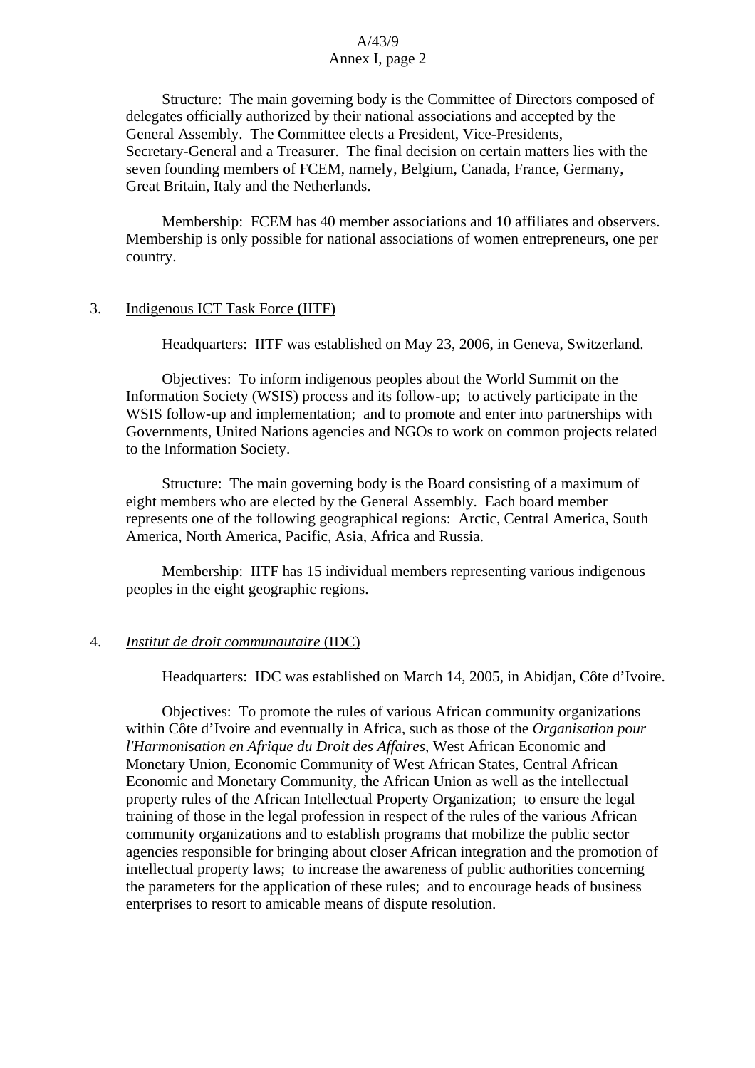Structure: The main governing body is the Committee of Directors composed of delegates officially authorized by their national associations and accepted by the General Assembly. The Committee elects a President, Vice-Presidents, Secretary-General and a Treasurer. The final decision on certain matters lies with the seven founding members of FCEM, namely, Belgium, Canada, France, Germany, Great Britain, Italy and the Netherlands.

Membership: FCEM has 40 member associations and 10 affiliates and observers. Membership is only possible for national associations of women entrepreneurs, one per country.

3. Indigenous ICT Task Force (IITF)

Headquarters: IITF was established on May 23, 2006, in Geneva, Switzerland.

Objectives: To inform indigenous peoples about the World Summit on the Information Society (WSIS) process and its follow-up; to actively participate in the WSIS follow-up and implementation; and to promote and enter into partnerships with Governments, United Nations agencies and NGOs to work on common projects related to the Information Society.

Structure: The main governing body is the Board consisting of a maximum of eight members who are elected by the General Assembly. Each board member represents one of the following geographical regions: Arctic, Central America, South America, North America, Pacific, Asia, Africa and Russia.

Membership: IITF has 15 individual members representing various indigenous peoples in the eight geographic regions.

4. *Institut de droit communautaire* (IDC)

Headquarters: IDC was established on March 14, 2005, in Abidjan, Côte d'Ivoire.

Objectives: To promote the rules of various African community organizations within Côte d'Ivoire and eventually in Africa, such as those of the *Organisation pour l'Harmonisation en Afrique du Droit des Affaires*, West African Economic and Monetary Union, Economic Community of West African States, Central African Economic and Monetary Community, the African Union as well as the intellectual property rules of the African Intellectual Property Organization; to ensure the legal training of those in the legal profession in respect of the rules of the various African community organizations and to establish programs that mobilize the public sector agencies responsible for bringing about closer African integration and the promotion of intellectual property laws; to increase the awareness of public authorities concerning the parameters for the application of these rules; and to encourage heads of business enterprises to resort to amicable means of dispute resolution.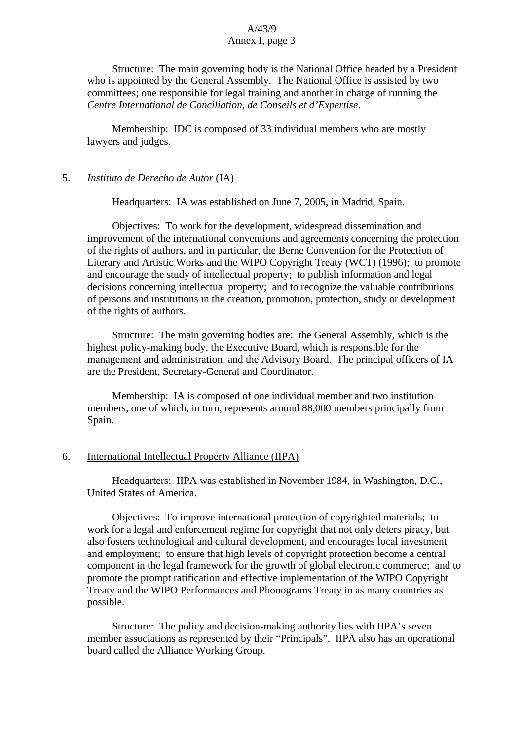Structure: The main governing body is the National Office headed by a President who is appointed by the General Assembly. The National Office is assisted by two committees; one responsible for legal training and another in charge of running the *Centre International de Conciliation, de Conseils et d'Expertise*.

Membership: IDC is composed of 33 individual members who are mostly lawyers and judges.

5. *Instituto de Derecho de Autor* (IA)

Headquarters: IA was established on June 7, 2005, in Madrid, Spain.

Objectives: To work for the development, widespread dissemination and improvement of the international conventions and agreements concerning the protection of the rights of authors, and in particular, the Berne Convention for the Protection of Literary and Artistic Works and the WIPO Copyright Treaty (WCT) (1996); to promote and encourage the study of intellectual property; to publish information and legal decisions concerning intellectual property; and to recognize the valuable contributions of persons and institutions in the creation, promotion, protection, study or development of the rights of authors.

Structure: The main governing bodies are: the General Assembly, which is the highest policy-making body, the Executive Board, which is responsible for the management and administration, and the Advisory Board. The principal officers of IA are the President, Secretary-General and Coordinator.

Membership: IA is composed of one individual member and two institution members, one of which, in turn, represents around 88,000 members principally from Spain.

6. International Intellectual Property Alliance (IIPA)

Headquarters: IIPA was established in November 1984, in Washington, D.C., United States of America.

Objectives: To improve international protection of copyrighted materials; to work for a legal and enforcement regime for copyright that not only deters piracy, but also fosters technological and cultural development, and encourages local investment and employment; to ensure that high levels of copyright protection become a central component in the legal framework for the growth of global electronic commerce; and to promote the prompt ratification and effective implementation of the WIPO Copyright Treaty and the WIPO Performances and Phonograms Treaty in as many countries as possible.

Structure: The policy and decision-making authority lies with IIPA's seven member associations as represented by their "Principals". IIPA also has an operational board called the Alliance Working Group.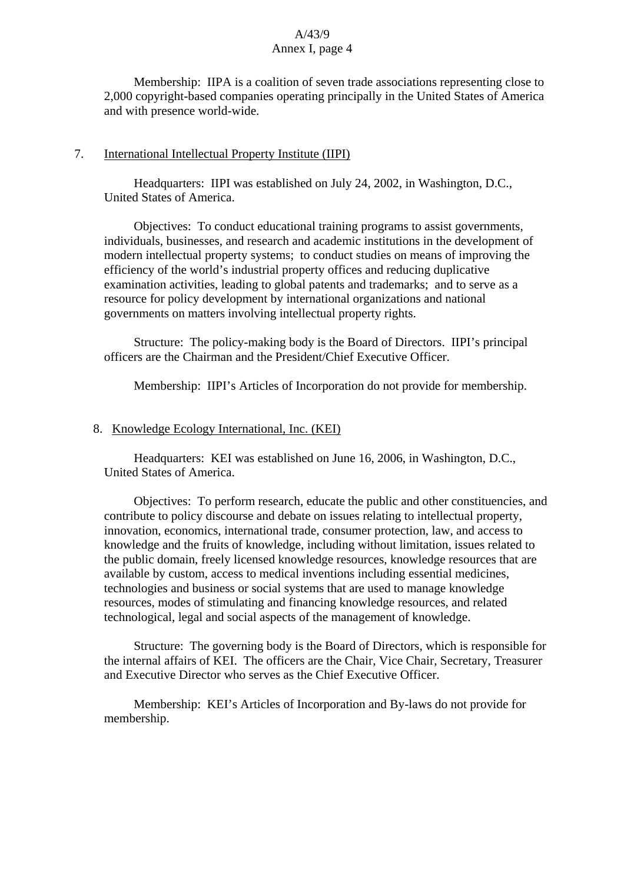Membership: IIPA is a coalition of seven trade associations representing close to 2,000 copyright-based companies operating principally in the United States of America and with presence world-wide.

7. International Intellectual Property Institute (IIPI)

Headquarters: IIPI was established on July 24, 2002, in Washington, D.C., United States of America.

Objectives: To conduct educational training programs to assist governments, individuals, businesses, and research and academic institutions in the development of modern intellectual property systems; to conduct studies on means of improving the efficiency of the world's industrial property offices and reducing duplicative examination activities, leading to global patents and trademarks; and to serve as a resource for policy development by international organizations and national governments on matters involving intellectual property rights.

Structure: The policy-making body is the Board of Directors. IIPI's principal officers are the Chairman and the President/Chief Executive Officer.

Membership: IIPI's Articles of Incorporation do not provide for membership.

8. Knowledge Ecology International, Inc. (KEI)

Headquarters: KEI was established on June 16, 2006, in Washington, D.C., United States of America.

Objectives: To perform research, educate the public and other constituencies, and contribute to policy discourse and debate on issues relating to intellectual property, innovation, economics, international trade, consumer protection, law, and access to knowledge and the fruits of knowledge, including without limitation, issues related to the public domain, freely licensed knowledge resources, knowledge resources that are available by custom, access to medical inventions including essential medicines, technologies and business or social systems that are used to manage knowledge resources, modes of stimulating and financing knowledge resources, and related technological, legal and social aspects of the management of knowledge.

Structure: The governing body is the Board of Directors, which is responsible for the internal affairs of KEI. The officers are the Chair, Vice Chair, Secretary, Treasurer and Executive Director who serves as the Chief Executive Officer.

Membership: KEI's Articles of Incorporation and By-laws do not provide for membership.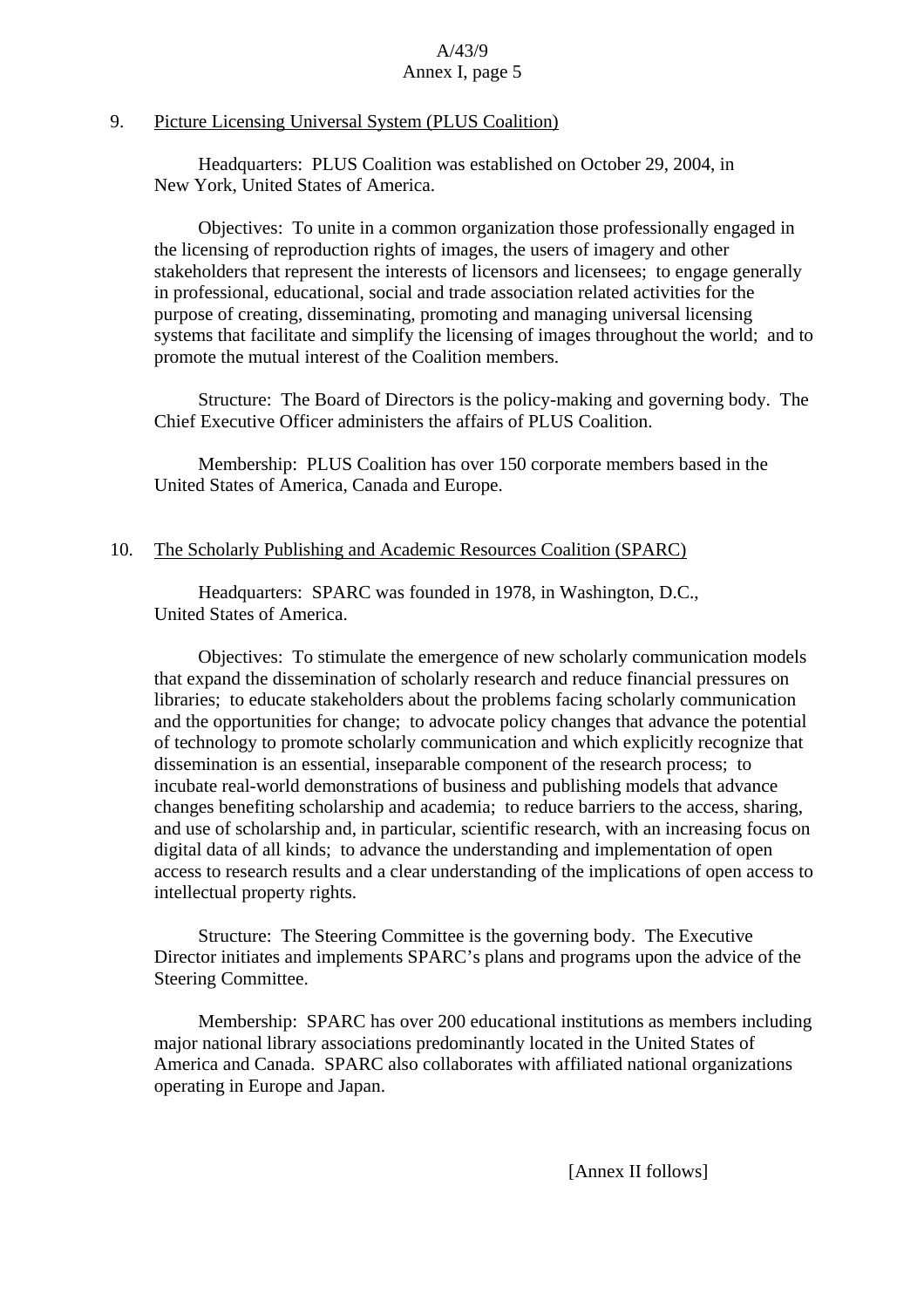9. Picture Licensing Universal System (PLUS Coalition)

Headquarters: PLUS Coalition was established on October 29, 2004, in New York, United States of America.

Objectives: To unite in a common organization those professionally engaged in the licensing of reproduction rights of images, the users of imagery and other stakeholders that represent the interests of licensors and licensees; to engage generally in professional, educational, social and trade association related activities for the purpose of creating, disseminating, promoting and managing universal licensing systems that facilitate and simplify the licensing of images throughout the world; and to promote the mutual interest of the Coalition members.

Structure: The Board of Directors is the policy-making and governing body. The Chief Executive Officer administers the affairs of PLUS Coalition.

Membership: PLUS Coalition has over 150 corporate members based in the United States of America, Canada and Europe.

10. The Scholarly Publishing and Academic Resources Coalition (SPARC)

Headquarters: SPARC was founded in 1978, in Washington, D.C., United States of America.

Objectives: To stimulate the emergence of new scholarly communication models that expand the dissemination of scholarly research and reduce financial pressures on libraries; to educate stakeholders about the problems facing scholarly communication and the opportunities for change; to advocate policy changes that advance the potential of technology to promote scholarly communication and which explicitly recognize that dissemination is an essential, inseparable component of the research process; to incubate real-world demonstrations of business and publishing models that advance changes benefiting scholarship and academia; to reduce barriers to the access, sharing, and use of scholarship and, in particular, scientific research, with an increasing focus on digital data of all kinds; to advance the understanding and implementation of open access to research results and a clear understanding of the implications of open access to intellectual property rights.

Structure: The Steering Committee is the governing body. The Executive Director initiates and implements SPARC's plans and programs upon the advice of the Steering Committee.

Membership: SPARC has over 200 educational institutions as members including major national library associations predominantly located in the United States of America and Canada. SPARC also collaborates with affiliated national organizations operating in Europe and Japan.

[Annex II follows]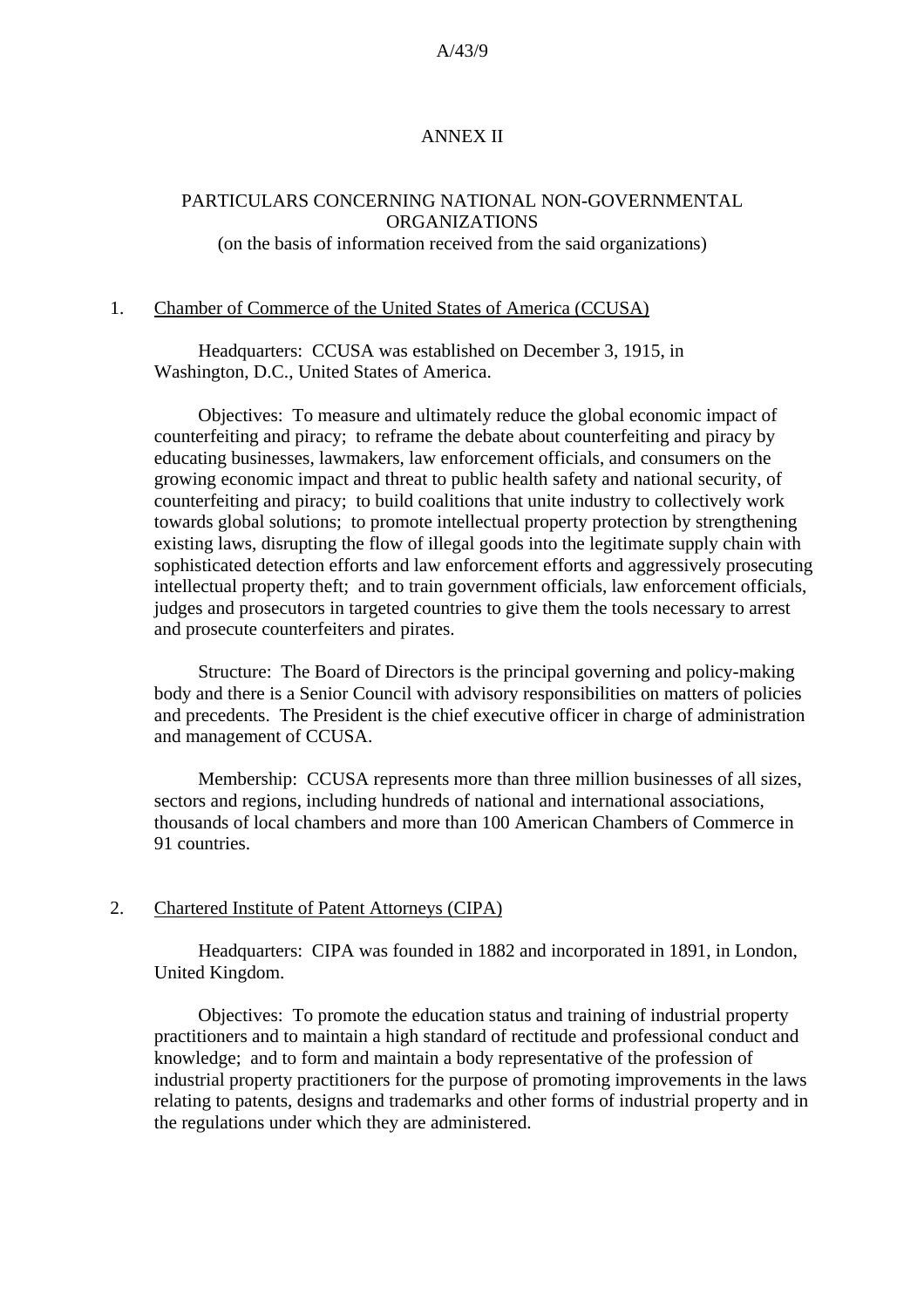## ANNEX II

## PARTICULARS CONCERNING NATIONAL NON-GOVERNMENTAL ORGANIZATIONS
(on the basis of information received from the said organizations)

### 1. Chamber of Commerce of the United States of America (CCUSA)

Headquarters: CCUSA was established on December 3, 1915, in Washington, D.C., United States of America.

Objectives: To measure and ultimately reduce the global economic impact of counterfeiting and piracy; to reframe the debate about counterfeiting and piracy by educating businesses, lawmakers, law enforcement officials, and consumers on the growing economic impact and threat to public health safety and national security, of counterfeiting and piracy; to build coalitions that unite industry to collectively work towards global solutions; to promote intellectual property protection by strengthening existing laws, disrupting the flow of illegal goods into the legitimate supply chain with sophisticated detection efforts and law enforcement efforts and aggressively prosecuting intellectual property theft; and to train government officials, law enforcement officials, judges and prosecutors in targeted countries to give them the tools necessary to arrest and prosecute counterfeiters and pirates.

Structure: The Board of Directors is the principal governing and policy-making body and there is a Senior Council with advisory responsibilities on matters of policies and precedents. The President is the chief executive officer in charge of administration and management of CCUSA.

Membership: CCUSA represents more than three million businesses of all sizes, sectors and regions, including hundreds of national and international associations, thousands of local chambers and more than 100 American Chambers of Commerce in 91 countries.

### 2. Chartered Institute of Patent Attorneys (CIPA)

Headquarters: CIPA was founded in 1882 and incorporated in 1891, in London, United Kingdom.

Objectives: To promote the education status and training of industrial property practitioners and to maintain a high standard of rectitude and professional conduct and knowledge; and to form and maintain a body representative of the profession of industrial property practitioners for the purpose of promoting improvements in the laws relating to patents, designs and trademarks and other forms of industrial property and in the regulations under which they are administered.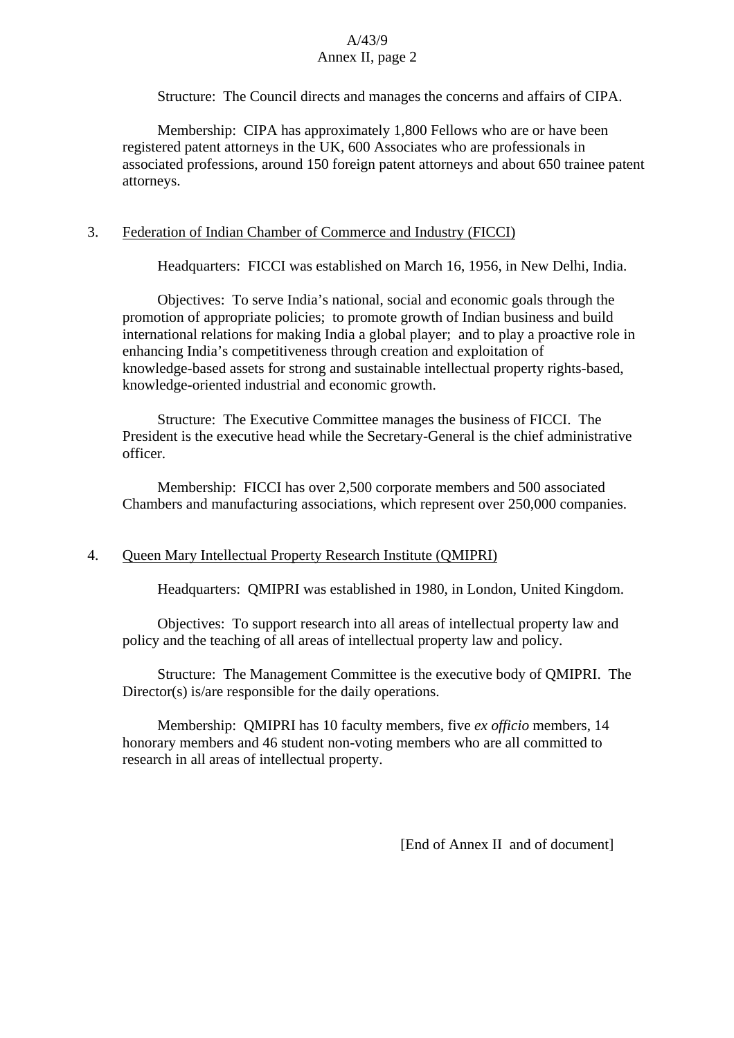Structure: The Council directs and manages the concerns and affairs of CIPA.

Membership: CIPA has approximately 1,800 Fellows who are or have been registered patent attorneys in the UK, 600 Associates who are professionals in associated professions, around 150 foreign patent attorneys and about 650 trainee patent attorneys.

3. Federation of Indian Chamber of Commerce and Industry (FICCI)

Headquarters: FICCI was established on March 16, 1956, in New Delhi, India.

Objectives: To serve India's national, social and economic goals through the promotion of appropriate policies; to promote growth of Indian business and build international relations for making India a global player; and to play a proactive role in enhancing India's competitiveness through creation and exploitation of knowledge-based assets for strong and sustainable intellectual property rights-based, knowledge-oriented industrial and economic growth.

Structure: The Executive Committee manages the business of FICCI. The President is the executive head while the Secretary-General is the chief administrative officer.

Membership: FICCI has over 2,500 corporate members and 500 associated Chambers and manufacturing associations, which represent over 250,000 companies.

4. Queen Mary Intellectual Property Research Institute (QMIPRI)

Headquarters: QMIPRI was established in 1980, in London, United Kingdom.

Objectives: To support research into all areas of intellectual property law and policy and the teaching of all areas of intellectual property law and policy.

Structure: The Management Committee is the executive body of QMIPRI. The Director(s) is/are responsible for the daily operations.

Membership: QMIPRI has 10 faculty members, five *ex officio* members, 14 honorary members and 46 student non-voting members who are all committed to research in all areas of intellectual property.

[End of Annex II and of document]